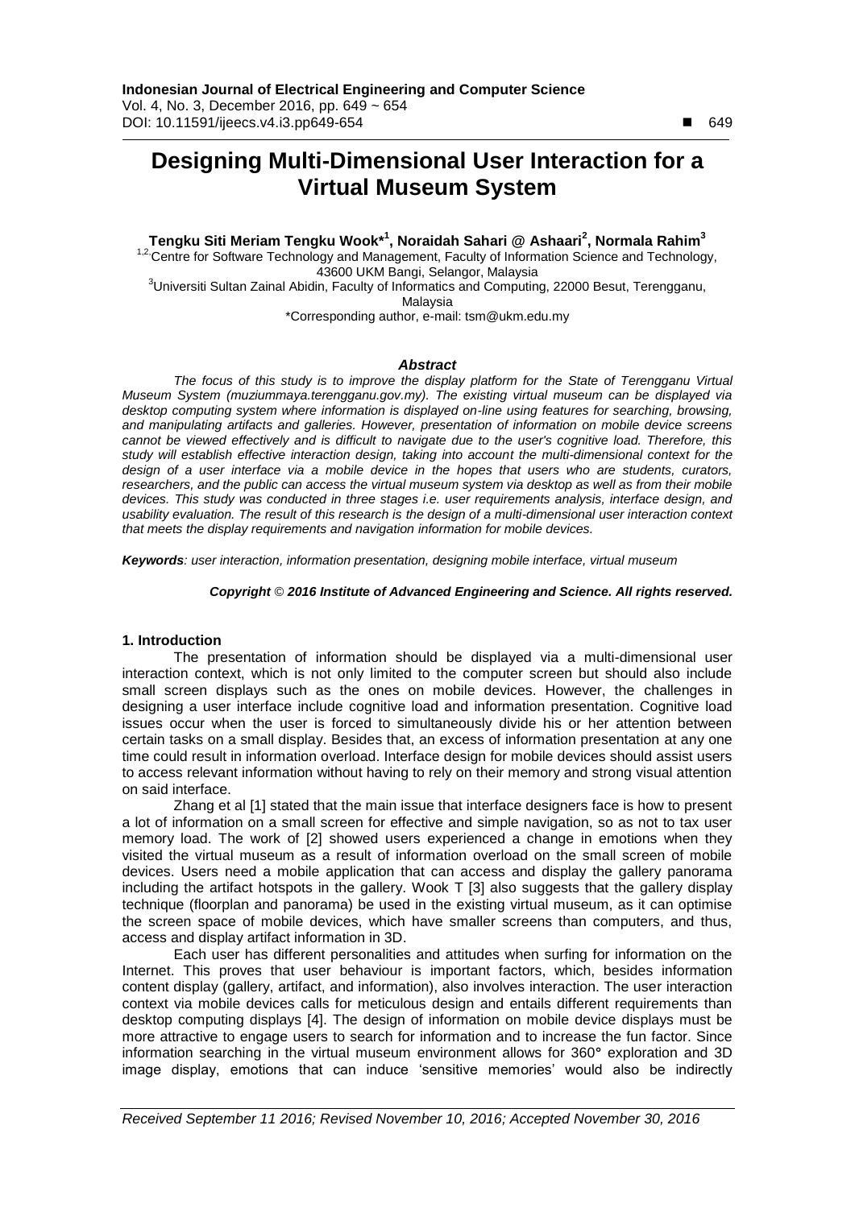# Designing Multi-Dimensional User Interaction for a Virtual Museum System

**Tengku Siti Meriam Tengku Wook*[1], Noraidah Sahari @ Ashaari[2], Normala Rahim[3]**

[1,2] Centre for Software Technology and Management, Faculty of Information Science and Technology, 43600 UKM Bangi, Selangor, Malaysia

[3] Universiti Sultan Zainal Abidin, Faculty of Informatics and Computing, 22000 Besut, Terengganu, Malaysia

*Corresponding author, e-mail: tsm@ukm.edu.my

### *Abstract*

*The focus of this study is to improve the display platform for the State of Terengganu Virtual Museum System (muziummaya.terengganu.gov.my). The existing virtual museum can be displayed via desktop computing system where information is displayed on-line using features for searching, browsing, and manipulating artifacts and galleries. However, presentation of information on mobile device screens cannot be viewed effectively and is difficult to navigate due to the user's cognitive load. Therefore, this study will establish effective interaction design, taking into account the multi-dimensional context for the design of a user interface via a mobile device in the hopes that users who are students, curators, researchers, and the public can access the virtual museum system via desktop as well as from their mobile devices. This study was conducted in three stages i.e. user requirements analysis, interface design, and usability evaluation. The result of this research is the design of a multi-dimensional user interaction context that meets the display requirements and navigation information for mobile devices.*

***Keywords****: user interaction, information presentation, designing mobile interface, virtual museum*

***Copyright © 2016 Institute of Advanced Engineering and Science. All rights reserved.***

## 1. Introduction

The presentation of information should be displayed via a multi-dimensional user interaction context, which is not only limited to the computer screen but should also include small screen displays such as the ones on mobile devices. However, the challenges in designing a user interface include cognitive load and information presentation. Cognitive load issues occur when the user is forced to simultaneously divide his or her attention between certain tasks on a small display. Besides that, an excess of information presentation at any one time could result in information overload. Interface design for mobile devices should assist users to access relevant information without having to rely on their memory and strong visual attention on said interface.

Zhang et al [1] stated that the main issue that interface designers face is how to present a lot of information on a small screen for effective and simple navigation, so as not to tax user memory load. The work of [2] showed users experienced a change in emotions when they visited the virtual museum as a result of information overload on the small screen of mobile devices. Users need a mobile application that can access and display the gallery panorama including the artifact hotspots in the gallery. Wook T [3] also suggests that the gallery display technique (floorplan and panorama) be used in the existing virtual museum, as it can optimise the screen space of mobile devices, which have smaller screens than computers, and thus, access and display artifact information in 3D.

Each user has different personalities and attitudes when surfing for information on the Internet. This proves that user behaviour is important factors, which, besides information content display (gallery, artifact, and information), also involves interaction. The user interaction context via mobile devices calls for meticulous design and entails different requirements than desktop computing displays [4]. The design of information on mobile device displays must be more attractive to engage users to search for information and to increase the fun factor. Since information searching in the virtual museum environment allows for 360° exploration and 3D image display, emotions that can induce 'sensitive memories' would also be indirectly

*Received September 11 2016; Revised November 10, 2016; Accepted November 30, 2016*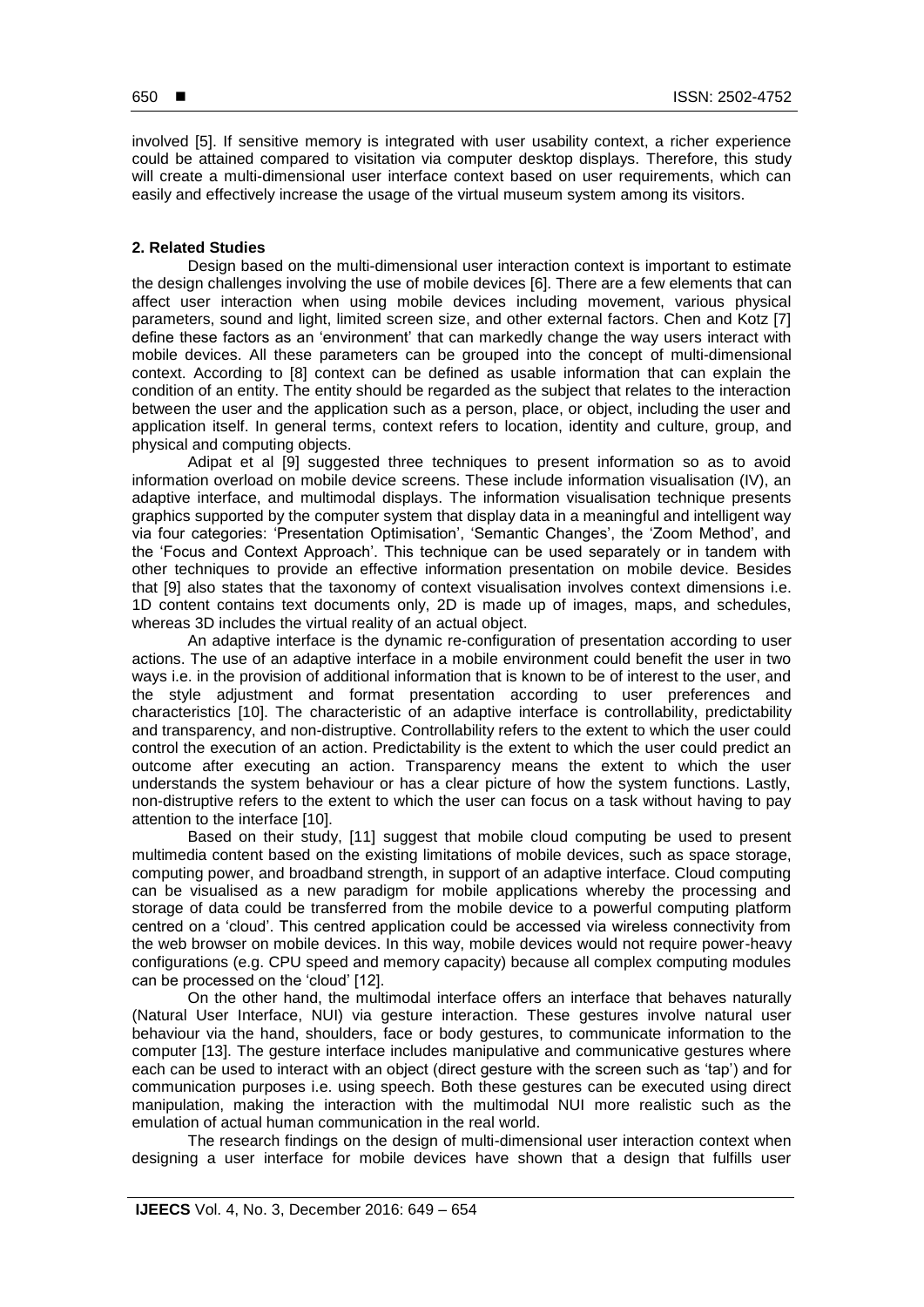involved [5]. If sensitive memory is integrated with user usability context, a richer experience could be attained compared to visitation via computer desktop displays. Therefore, this study will create a multi-dimensional user interface context based on user requirements, which can easily and effectively increase the usage of the virtual museum system among its visitors.

## 2. Related Studies

Design based on the multi-dimensional user interaction context is important to estimate the design challenges involving the use of mobile devices [6]. There are a few elements that can affect user interaction when using mobile devices including movement, various physical parameters, sound and light, limited screen size, and other external factors. Chen and Kotz [7] define these factors as an 'environment' that can markedly change the way users interact with mobile devices. All these parameters can be grouped into the concept of multi-dimensional context. According to [8] context can be defined as usable information that can explain the condition of an entity. The entity should be regarded as the subject that relates to the interaction between the user and the application such as a person, place, or object, including the user and application itself. In general terms, context refers to location, identity and culture, group, and physical and computing objects.

Adipat et al [9] suggested three techniques to present information so as to avoid information overload on mobile device screens. These include information visualisation (IV), an adaptive interface, and multimodal displays. The information visualisation technique presents graphics supported by the computer system that display data in a meaningful and intelligent way via four categories: 'Presentation Optimisation', 'Semantic Changes', the 'Zoom Method', and the 'Focus and Context Approach'. This technique can be used separately or in tandem with other techniques to provide an effective information presentation on mobile device. Besides that [9] also states that the taxonomy of context visualisation involves context dimensions i.e. 1D content contains text documents only, 2D is made up of images, maps, and schedules, whereas 3D includes the virtual reality of an actual object.

An adaptive interface is the dynamic re-configuration of presentation according to user actions. The use of an adaptive interface in a mobile environment could benefit the user in two ways i.e. in the provision of additional information that is known to be of interest to the user, and the style adjustment and format presentation according to user preferences and characteristics [10]. The characteristic of an adaptive interface is controllability, predictability and transparency, and non-distruptive. Controllability refers to the extent to which the user could control the execution of an action. Predictability is the extent to which the user could predict an outcome after executing an action. Transparency means the extent to which the user understands the system behaviour or has a clear picture of how the system functions. Lastly, non-distruptive refers to the extent to which the user can focus on a task without having to pay attention to the interface [10].

Based on their study, [11] suggest that mobile cloud computing be used to present multimedia content based on the existing limitations of mobile devices, such as space storage, computing power, and broadband strength, in support of an adaptive interface. Cloud computing can be visualised as a new paradigm for mobile applications whereby the processing and storage of data could be transferred from the mobile device to a powerful computing platform centred on a 'cloud'. This centred application could be accessed via wireless connectivity from the web browser on mobile devices. In this way, mobile devices would not require power-heavy configurations (e.g. CPU speed and memory capacity) because all complex computing modules can be processed on the 'cloud' [12].

On the other hand, the multimodal interface offers an interface that behaves naturally (Natural User Interface, NUI) via gesture interaction. These gestures involve natural user behaviour via the hand, shoulders, face or body gestures, to communicate information to the computer [13]. The gesture interface includes manipulative and communicative gestures where each can be used to interact with an object (direct gesture with the screen such as 'tap') and for communication purposes i.e. using speech. Both these gestures can be executed using direct manipulation, making the interaction with the multimodal NUI more realistic such as the emulation of actual human communication in the real world.

The research findings on the design of multi-dimensional user interaction context when designing a user interface for mobile devices have shown that a design that fulfills user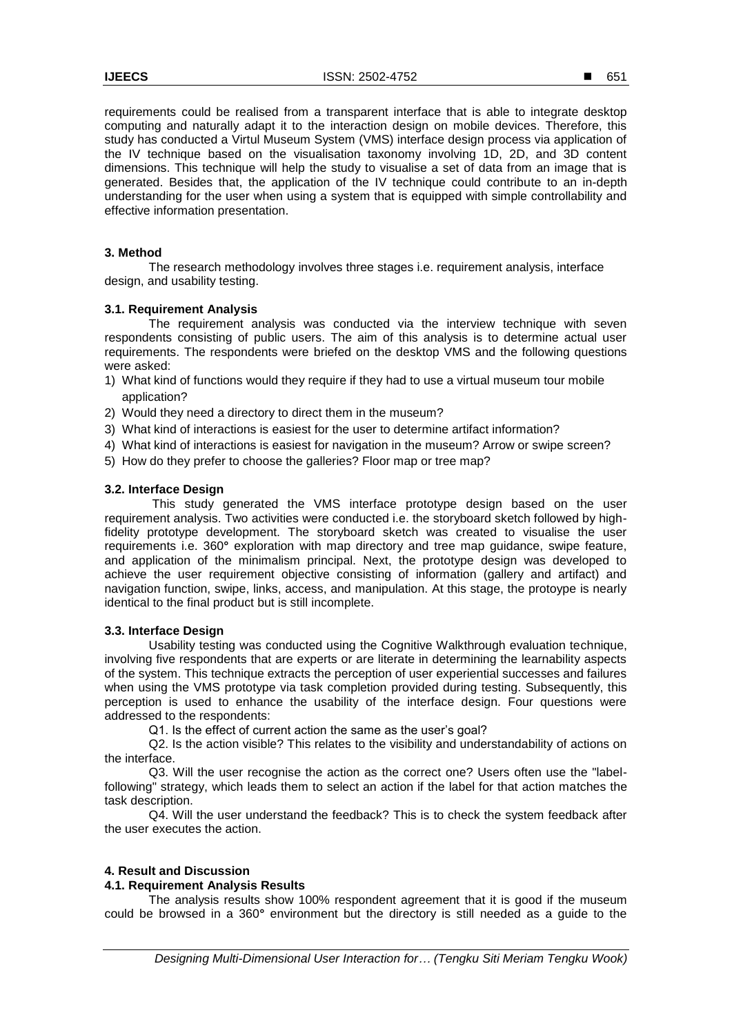requirements could be realised from a transparent interface that is able to integrate desktop computing and naturally adapt it to the interaction design on mobile devices. Therefore, this study has conducted a Virtul Museum System (VMS) interface design process via application of the IV technique based on the visualisation taxonomy involving 1D, 2D, and 3D content dimensions. This technique will help the study to visualise a set of data from an image that is generated. Besides that, the application of the IV technique could contribute to an in-depth understanding for the user when using a system that is equipped with simple controllability and effective information presentation.

## 3. Method

The research methodology involves three stages i.e. requirement analysis, interface design, and usability testing.

### 3.1. Requirement Analysis

The requirement analysis was conducted via the interview technique with seven respondents consisting of public users. The aim of this analysis is to determine actual user requirements. The respondents were briefed on the desktop VMS and the following questions were asked:

1) What kind of functions would they require if they had to use a virtual museum tour mobile application?
2) Would they need a directory to direct them in the museum?
3) What kind of interactions is easiest for the user to determine artifact information?
4) What kind of interactions is easiest for navigation in the museum? Arrow or swipe screen?
5) How do they prefer to choose the galleries? Floor map or tree map?

### 3.2. Interface Design

This study generated the VMS interface prototype design based on the user requirement analysis. Two activities were conducted i.e. the storyboard sketch followed by high-fidelity prototype development. The storyboard sketch was created to visualise the user requirements i.e. 360° exploration with map directory and tree map guidance, swipe feature, and application of the minimalism principal. Next, the prototype design was developed to achieve the user requirement objective consisting of information (gallery and artifact) and navigation function, swipe, links, access, and manipulation. At this stage, the protoype is nearly identical to the final product but is still incomplete.

### 3.3. Interface Design

Usability testing was conducted using the Cognitive Walkthrough evaluation technique, involving five respondents that are experts or are literate in determining the learnability aspects of the system. This technique extracts the perception of user experiential successes and failures when using the VMS prototype via task completion provided during testing. Subsequently, this perception is used to enhance the usability of the interface design. Four questions were addressed to the respondents:

Q1. Is the effect of current action the same as the user's goal?

Q2. Is the action visible? This relates to the visibility and understandability of actions on the interface.

Q3. Will the user recognise the action as the correct one? Users often use the "label-following" strategy, which leads them to select an action if the label for that action matches the task description.

Q4. Will the user understand the feedback? This is to check the system feedback after the user executes the action.

## 4. Result and Discussion

### 4.1. Requirement Analysis Results

The analysis results show 100% respondent agreement that it is good if the museum could be browsed in a 360° environment but the directory is still needed as a guide to the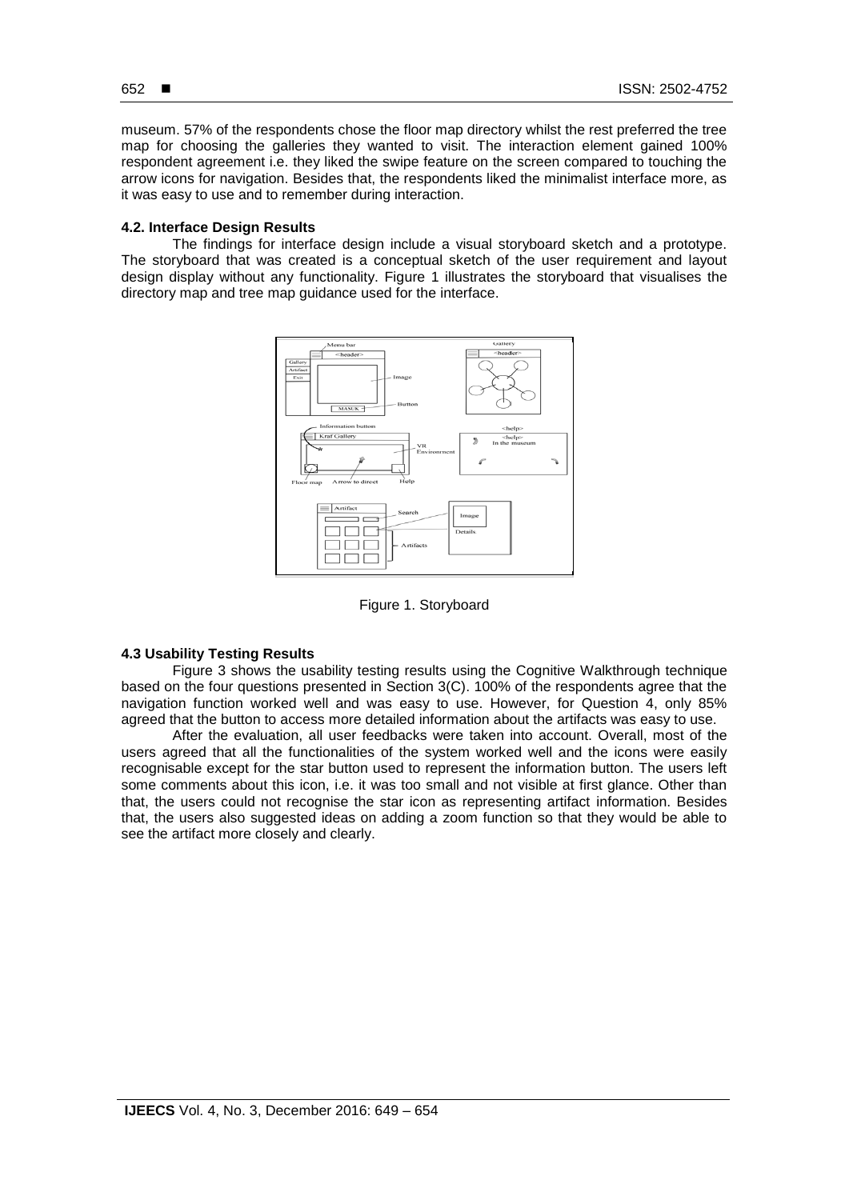museum. 57% of the respondents chose the floor map directory whilst the rest preferred the tree map for choosing the galleries they wanted to visit. The interaction element gained 100% respondent agreement i.e. they liked the swipe feature on the screen compared to touching the arrow icons for navigation. Besides that, the respondents liked the minimalist interface more, as it was easy to use and to remember during interaction.

### 4.2. Interface Design Results

The findings for interface design include a visual storyboard sketch and a prototype. The storyboard that was created is a conceptual sketch of the user requirement and layout design display without any functionality. Figure 1 illustrates the storyboard that visualises the directory map and tree map guidance used for the interface.

Figure 1. Storyboard

### 4.3 Usability Testing Results

Figure 3 shows the usability testing results using the Cognitive Walkthrough technique based on the four questions presented in Section 3(C). 100% of the respondents agree that the navigation function worked well and was easy to use. However, for Question 4, only 85% agreed that the button to access more detailed information about the artifacts was easy to use.

After the evaluation, all user feedbacks were taken into account. Overall, most of the users agreed that all the functionalities of the system worked well and the icons were easily recognisable except for the star button used to represent the information button. The users left some comments about this icon, i.e. it was too small and not visible at first glance. Other than that, the users could not recognise the star icon as representing artifact information. Besides that, the users also suggested ideas on adding a zoom function so that they would be able to see the artifact more closely and clearly.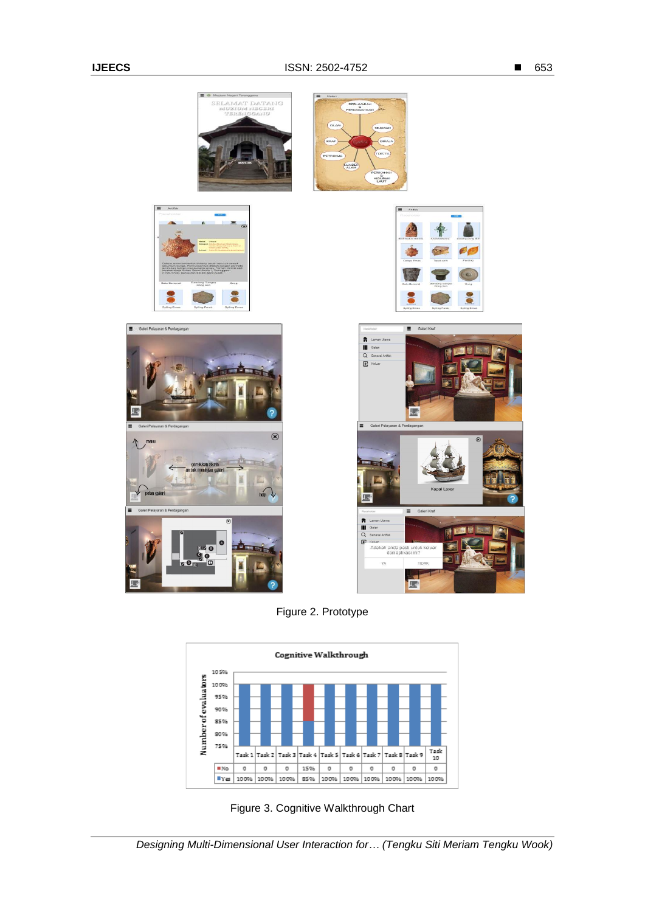Figure 2. Prototype

Figure 3. Cognitive Walkthrough Chart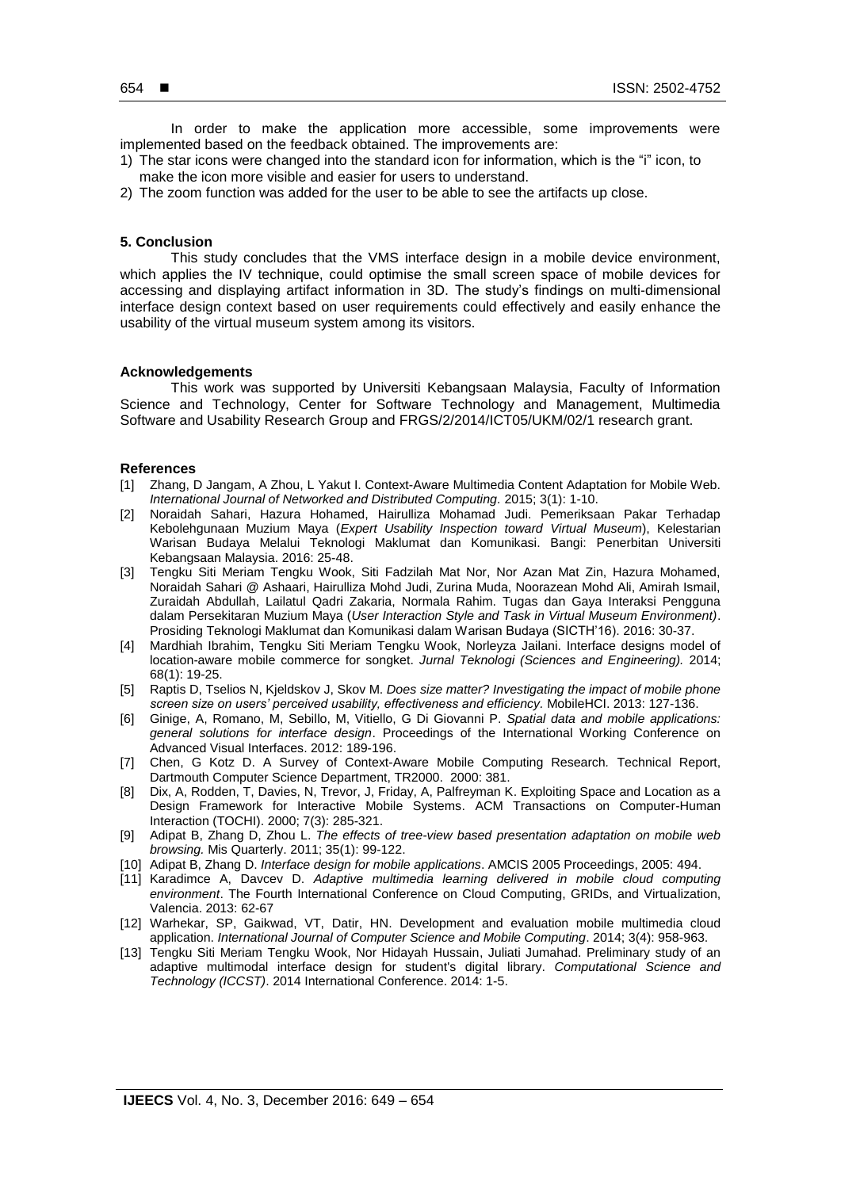In order to make the application more accessible, some improvements were implemented based on the feedback obtained. The improvements are:

1) The star icons were changed into the standard icon for information, which is the "i" icon, to make the icon more visible and easier for users to understand.
2) The zoom function was added for the user to be able to see the artifacts up close.

## 5. Conclusion

This study concludes that the VMS interface design in a mobile device environment, which applies the IV technique, could optimise the small screen space of mobile devices for accessing and displaying artifact information in 3D. The study's findings on multi-dimensional interface design context based on user requirements could effectively and easily enhance the usability of the virtual museum system among its visitors.

## Acknowledgements

This work was supported by Universiti Kebangsaan Malaysia, Faculty of Information Science and Technology, Center for Software Technology and Management, Multimedia Software and Usability Research Group and FRGS/2/2014/ICT05/UKM/02/1 research grant.

## References

[1] Zhang, D Jangam, A Zhou, L Yakut I. Context-Aware Multimedia Content Adaptation for Mobile Web. *International Journal of Networked and Distributed Computing*. 2015; 3(1): 1-10.

[2] Noraidah Sahari, Hazura Hohamed, Hairulliza Mohamad Judi. Pemeriksaan Pakar Terhadap Kebolehgunaan Muzium Maya (*Expert Usability Inspection toward Virtual Museum*), Kelestarian Warisan Budaya Melalui Teknologi Maklumat dan Komunikasi. Bangi: Penerbitan Universiti Kebangsaan Malaysia. 2016: 25-48.

[3] Tengku Siti Meriam Tengku Wook, Siti Fadzilah Mat Nor, Nor Azan Mat Zin, Hazura Mohamed, Noraidah Sahari @ Ashaari, Hairulliza Mohd Judi, Zurina Muda, Noorazean Mohd Ali, Amirah Ismail, Zuraidah Abdullah, Lailatul Qadri Zakaria, Normala Rahim. Tugas dan Gaya Interaksi Pengguna dalam Persekitaran Muzium Maya (*User Interaction Style and Task in Virtual Museum Environment)*. Prosiding Teknologi Maklumat dan Komunikasi dalam Warisan Budaya (SICTH'16). 2016: 30-37.

[4] Mardhiah Ibrahim, Tengku Siti Meriam Tengku Wook, Norleyza Jailani. Interface designs model of location-aware mobile commerce for songket. *Jurnal Teknologi (Sciences and Engineering).* 2014; 68(1): 19-25.

[5] Raptis D, Tselios N, Kjeldskov J, Skov M. *Does size matter? Investigating the impact of mobile phone screen size on users' perceived usability, effectiveness and efficiency.* MobileHCI. 2013: 127-136.

[6] Ginige, A, Romano, M, Sebillo, M, Vitiello, G Di Giovanni P. *Spatial data and mobile applications: general solutions for interface design*. Proceedings of the International Working Conference on Advanced Visual Interfaces. 2012: 189-196.

[7] Chen, G Kotz D. A Survey of Context-Aware Mobile Computing Research. Technical Report, Dartmouth Computer Science Department, TR2000. 2000: 381.

[8] Dix, A, Rodden, T, Davies, N, Trevor, J, Friday, A, Palfreyman K. Exploiting Space and Location as a Design Framework for Interactive Mobile Systems. ACM Transactions on Computer-Human Interaction (TOCHI). 2000; 7(3): 285-321.

[9] Adipat B, Zhang D, Zhou L. *The effects of tree-view based presentation adaptation on mobile web browsing.* Mis Quarterly. 2011; 35(1): 99-122.

[10] Adipat B, Zhang D. *Interface design for mobile applications*. AMCIS 2005 Proceedings, 2005: 494.

[11] Karadimce A, Davcev D. *Adaptive multimedia learning delivered in mobile cloud computing environment*. The Fourth International Conference on Cloud Computing, GRIDs, and Virtualization, Valencia. 2013: 62-67

[12] Warhekar, SP, Gaikwad, VT, Datir, HN. Development and evaluation mobile multimedia cloud application. *International Journal of Computer Science and Mobile Computing*. 2014; 3(4): 958-963.

[13] Tengku Siti Meriam Tengku Wook, Nor Hidayah Hussain, Juliati Jumahad. Preliminary study of an adaptive multimodal interface design for student's digital library. *Computational Science and Technology (ICCST)*. 2014 International Conference. 2014: 1-5.